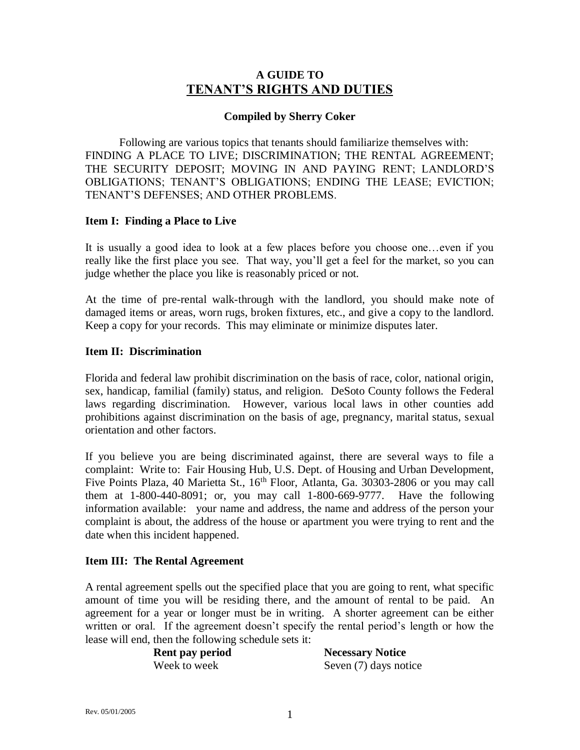# A GUIDE TO
# TENANT'S RIGHTS AND DUTIES

**Compiled by Sherry Coker**

Following are various topics that tenants should familiarize themselves with: FINDING A PLACE TO LIVE; DISCRIMINATION; THE RENTAL AGREEMENT; THE SECURITY DEPOSIT; MOVING IN AND PAYING RENT; LANDLORD'S OBLIGATIONS; TENANT'S OBLIGATIONS; ENDING THE LEASE; EVICTION; TENANT'S DEFENSES; AND OTHER PROBLEMS.

### Item I: Finding a Place to Live

It is usually a good idea to look at a few places before you choose one…even if you really like the first place you see. That way, you'll get a feel for the market, so you can judge whether the place you like is reasonably priced or not.

At the time of pre-rental walk-through with the landlord, you should make note of damaged items or areas, worn rugs, broken fixtures, etc., and give a copy to the landlord. Keep a copy for your records. This may eliminate or minimize disputes later.

### Item II: Discrimination

Florida and federal law prohibit discrimination on the basis of race, color, national origin, sex, handicap, familial (family) status, and religion. DeSoto County follows the Federal laws regarding discrimination. However, various local laws in other counties add prohibitions against discrimination on the basis of age, pregnancy, marital status, sexual orientation and other factors.

If you believe you are being discriminated against, there are several ways to file a complaint: Write to: Fair Housing Hub, U.S. Dept. of Housing and Urban Development, Five Points Plaza, 40 Marietta St., 16th Floor, Atlanta, Ga. 30303-2806 or you may call them at 1-800-440-8091; or, you may call 1-800-669-9777. Have the following information available: your name and address, the name and address of the person your complaint is about, the address of the house or apartment you were trying to rent and the date when this incident happened.

### Item III: The Rental Agreement

A rental agreement spells out the specified place that you are going to rent, what specific amount of time you will be residing there, and the amount of rental to be paid. An agreement for a year or longer must be in writing. A shorter agreement can be either written or oral. If the agreement doesn't specify the rental period's length or how the lease will end, then the following schedule sets it:

| Rent pay period | Necessary Notice |
|---|---|
| Week to week | Seven (7) days notice |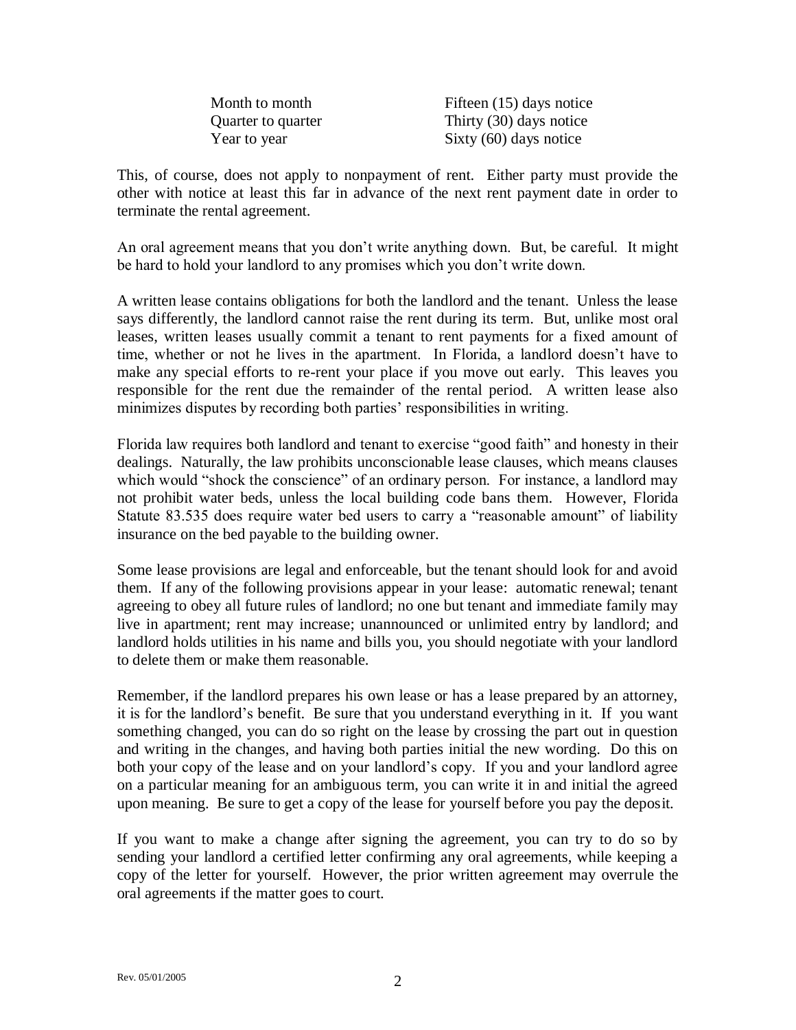| | |
|---|---|
| Month to month | Fifteen (15) days notice |
| Quarter to quarter | Thirty (30) days notice |
| Year to year | Sixty (60) days notice |

This, of course, does not apply to nonpayment of rent. Either party must provide the other with notice at least this far in advance of the next rent payment date in order to terminate the rental agreement.

An oral agreement means that you don't write anything down. But, be careful. It might be hard to hold your landlord to any promises which you don't write down.

A written lease contains obligations for both the landlord and the tenant. Unless the lease says differently, the landlord cannot raise the rent during its term. But, unlike most oral leases, written leases usually commit a tenant to rent payments for a fixed amount of time, whether or not he lives in the apartment. In Florida, a landlord doesn't have to make any special efforts to re-rent your place if you move out early. This leaves you responsible for the rent due the remainder of the rental period. A written lease also minimizes disputes by recording both parties' responsibilities in writing.

Florida law requires both landlord and tenant to exercise "good faith" and honesty in their dealings. Naturally, the law prohibits unconscionable lease clauses, which means clauses which would "shock the conscience" of an ordinary person. For instance, a landlord may not prohibit water beds, unless the local building code bans them. However, Florida Statute 83.535 does require water bed users to carry a "reasonable amount" of liability insurance on the bed payable to the building owner.

Some lease provisions are legal and enforceable, but the tenant should look for and avoid them. If any of the following provisions appear in your lease: automatic renewal; tenant agreeing to obey all future rules of landlord; no one but tenant and immediate family may live in apartment; rent may increase; unannounced or unlimited entry by landlord; and landlord holds utilities in his name and bills you, you should negotiate with your landlord to delete them or make them reasonable.

Remember, if the landlord prepares his own lease or has a lease prepared by an attorney, it is for the landlord's benefit. Be sure that you understand everything in it. If you want something changed, you can do so right on the lease by crossing the part out in question and writing in the changes, and having both parties initial the new wording. Do this on both your copy of the lease and on your landlord's copy. If you and your landlord agree on a particular meaning for an ambiguous term, you can write it in and initial the agreed upon meaning. Be sure to get a copy of the lease for yourself before you pay the deposit.

If you want to make a change after signing the agreement, you can try to do so by sending your landlord a certified letter confirming any oral agreements, while keeping a copy of the letter for yourself. However, the prior written agreement may overrule the oral agreements if the matter goes to court.

Rev. 05/01/2005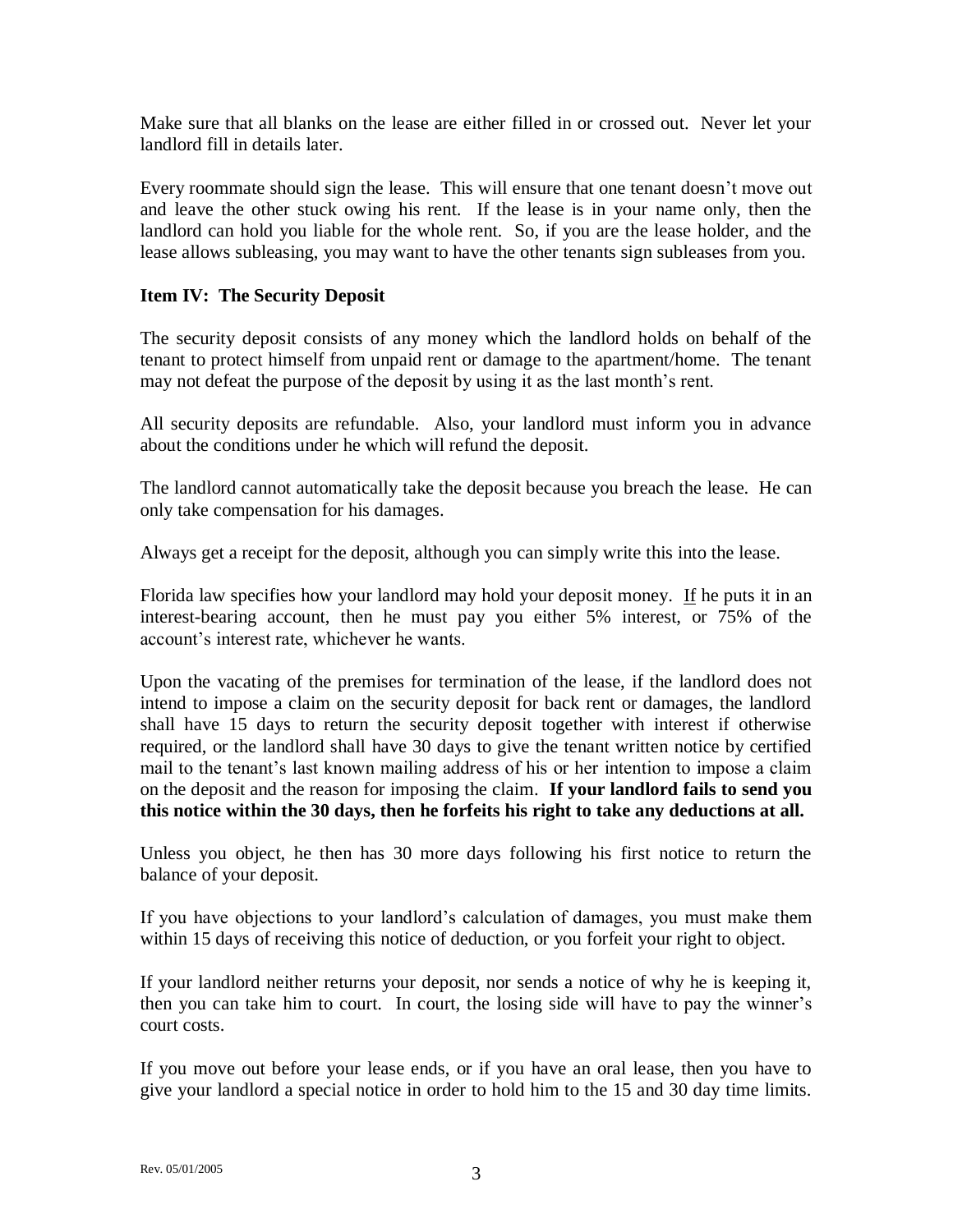Make sure that all blanks on the lease are either filled in or crossed out. Never let your landlord fill in details later.

Every roommate should sign the lease. This will ensure that one tenant doesn't move out and leave the other stuck owing his rent. If the lease is in your name only, then the landlord can hold you liable for the whole rent. So, if you are the lease holder, and the lease allows subleasing, you may want to have the other tenants sign subleases from you.

### Item IV: The Security Deposit

The security deposit consists of any money which the landlord holds on behalf of the tenant to protect himself from unpaid rent or damage to the apartment/home. The tenant may not defeat the purpose of the deposit by using it as the last month's rent.

All security deposits are refundable. Also, your landlord must inform you in advance about the conditions under he which will refund the deposit.

The landlord cannot automatically take the deposit because you breach the lease. He can only take compensation for his damages.

Always get a receipt for the deposit, although you can simply write this into the lease.

Florida law specifies how your landlord may hold your deposit money. <u>If</u> he puts it in an interest-bearing account, then he must pay you either 5% interest, or 75% of the account's interest rate, whichever he wants.

Upon the vacating of the premises for termination of the lease, if the landlord does not intend to impose a claim on the security deposit for back rent or damages, the landlord shall have 15 days to return the security deposit together with interest if otherwise required, or the landlord shall have 30 days to give the tenant written notice by certified mail to the tenant's last known mailing address of his or her intention to impose a claim on the deposit and the reason for imposing the claim. **If your landlord fails to send you this notice within the 30 days, then he forfeits his right to take any deductions at all.**

Unless you object, he then has 30 more days following his first notice to return the balance of your deposit.

If you have objections to your landlord's calculation of damages, you must make them within 15 days of receiving this notice of deduction, or you forfeit your right to object.

If your landlord neither returns your deposit, nor sends a notice of why he is keeping it, then you can take him to court. In court, the losing side will have to pay the winner's court costs.

If you move out before your lease ends, or if you have an oral lease, then you have to give your landlord a special notice in order to hold him to the 15 and 30 day time limits.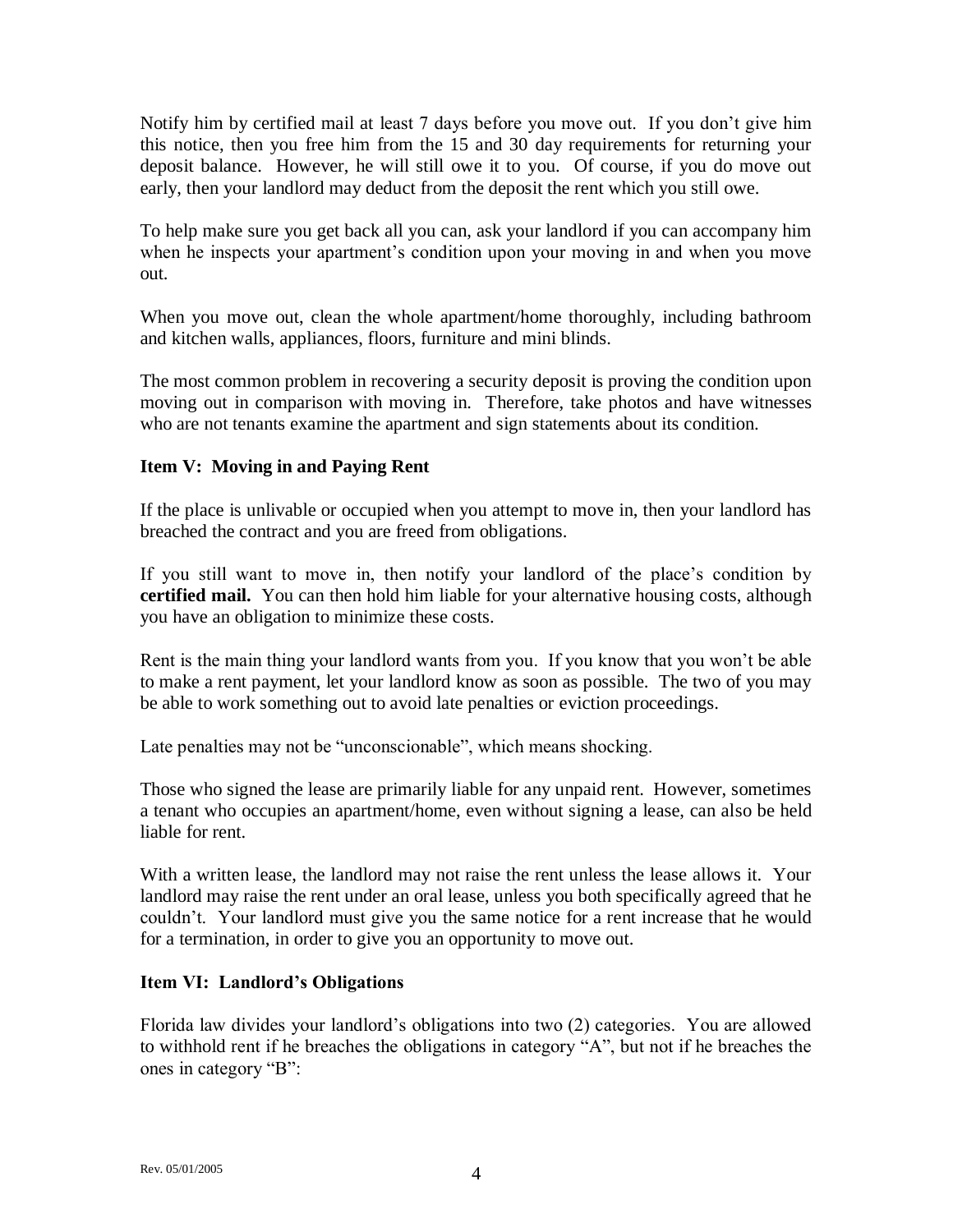Notify him by certified mail at least 7 days before you move out. If you don't give him this notice, then you free him from the 15 and 30 day requirements for returning your deposit balance. However, he will still owe it to you. Of course, if you do move out early, then your landlord may deduct from the deposit the rent which you still owe.

To help make sure you get back all you can, ask your landlord if you can accompany him when he inspects your apartment's condition upon your moving in and when you move out.

When you move out, clean the whole apartment/home thoroughly, including bathroom and kitchen walls, appliances, floors, furniture and mini blinds.

The most common problem in recovering a security deposit is proving the condition upon moving out in comparison with moving in. Therefore, take photos and have witnesses who are not tenants examine the apartment and sign statements about its condition.

### Item V: Moving in and Paying Rent

If the place is unlivable or occupied when you attempt to move in, then your landlord has breached the contract and you are freed from obligations.

If you still want to move in, then notify your landlord of the place's condition by **certified mail.** You can then hold him liable for your alternative housing costs, although you have an obligation to minimize these costs.

Rent is the main thing your landlord wants from you. If you know that you won't be able to make a rent payment, let your landlord know as soon as possible. The two of you may be able to work something out to avoid late penalties or eviction proceedings.

Late penalties may not be "unconscionable", which means shocking.

Those who signed the lease are primarily liable for any unpaid rent. However, sometimes a tenant who occupies an apartment/home, even without signing a lease, can also be held liable for rent.

With a written lease, the landlord may not raise the rent unless the lease allows it. Your landlord may raise the rent under an oral lease, unless you both specifically agreed that he couldn't. Your landlord must give you the same notice for a rent increase that he would for a termination, in order to give you an opportunity to move out.

### Item VI: Landlord's Obligations

Florida law divides your landlord's obligations into two (2) categories. You are allowed to withhold rent if he breaches the obligations in category "A", but not if he breaches the ones in category "B":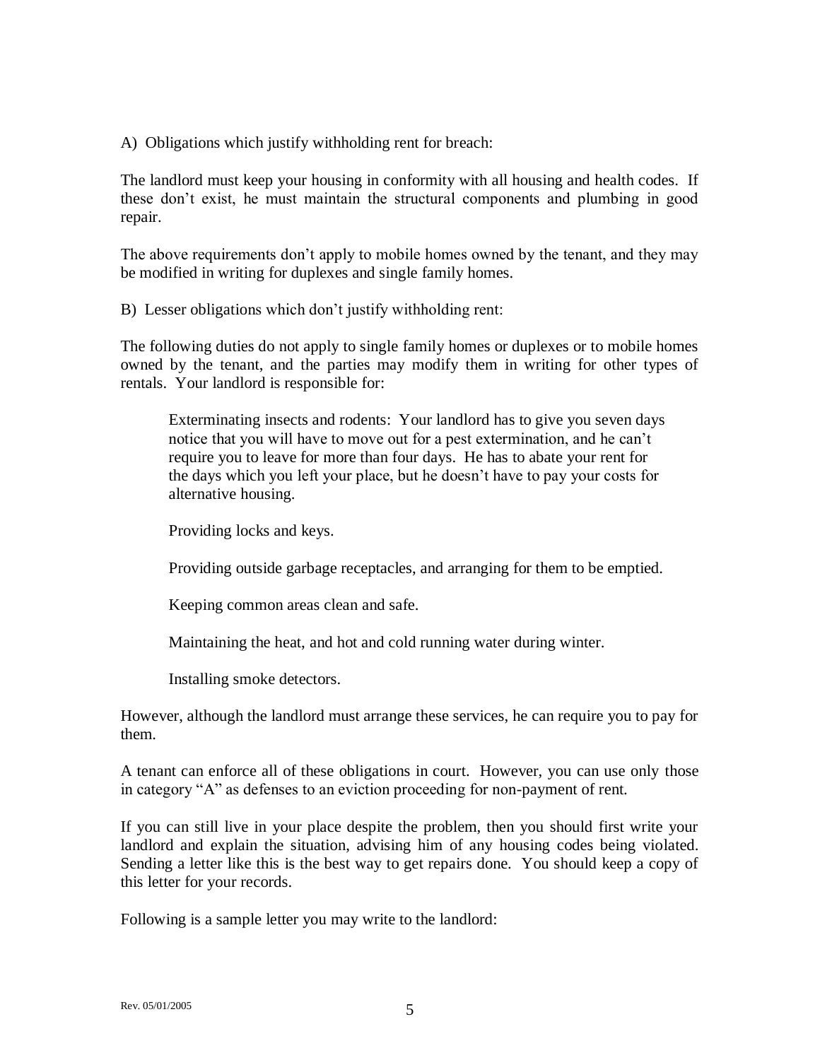A) Obligations which justify withholding rent for breach:

The landlord must keep your housing in conformity with all housing and health codes. If these don't exist, he must maintain the structural components and plumbing in good repair.

The above requirements don't apply to mobile homes owned by the tenant, and they may be modified in writing for duplexes and single family homes.

B) Lesser obligations which don't justify withholding rent:

The following duties do not apply to single family homes or duplexes or to mobile homes owned by the tenant, and the parties may modify them in writing for other types of rentals. Your landlord is responsible for:

> Exterminating insects and rodents: Your landlord has to give you seven days notice that you will have to move out for a pest extermination, and he can't require you to leave for more than four days. He has to abate your rent for the days which you left your place, but he doesn't have to pay your costs for alternative housing.
>
> Providing locks and keys.
>
> Providing outside garbage receptacles, and arranging for them to be emptied.
>
> Keeping common areas clean and safe.
>
> Maintaining the heat, and hot and cold running water during winter.
>
> Installing smoke detectors.

However, although the landlord must arrange these services, he can require you to pay for them.

A tenant can enforce all of these obligations in court. However, you can use only those in category "A" as defenses to an eviction proceeding for non-payment of rent.

If you can still live in your place despite the problem, then you should first write your landlord and explain the situation, advising him of any housing codes being violated. Sending a letter like this is the best way to get repairs done. You should keep a copy of this letter for your records.

Following is a sample letter you may write to the landlord: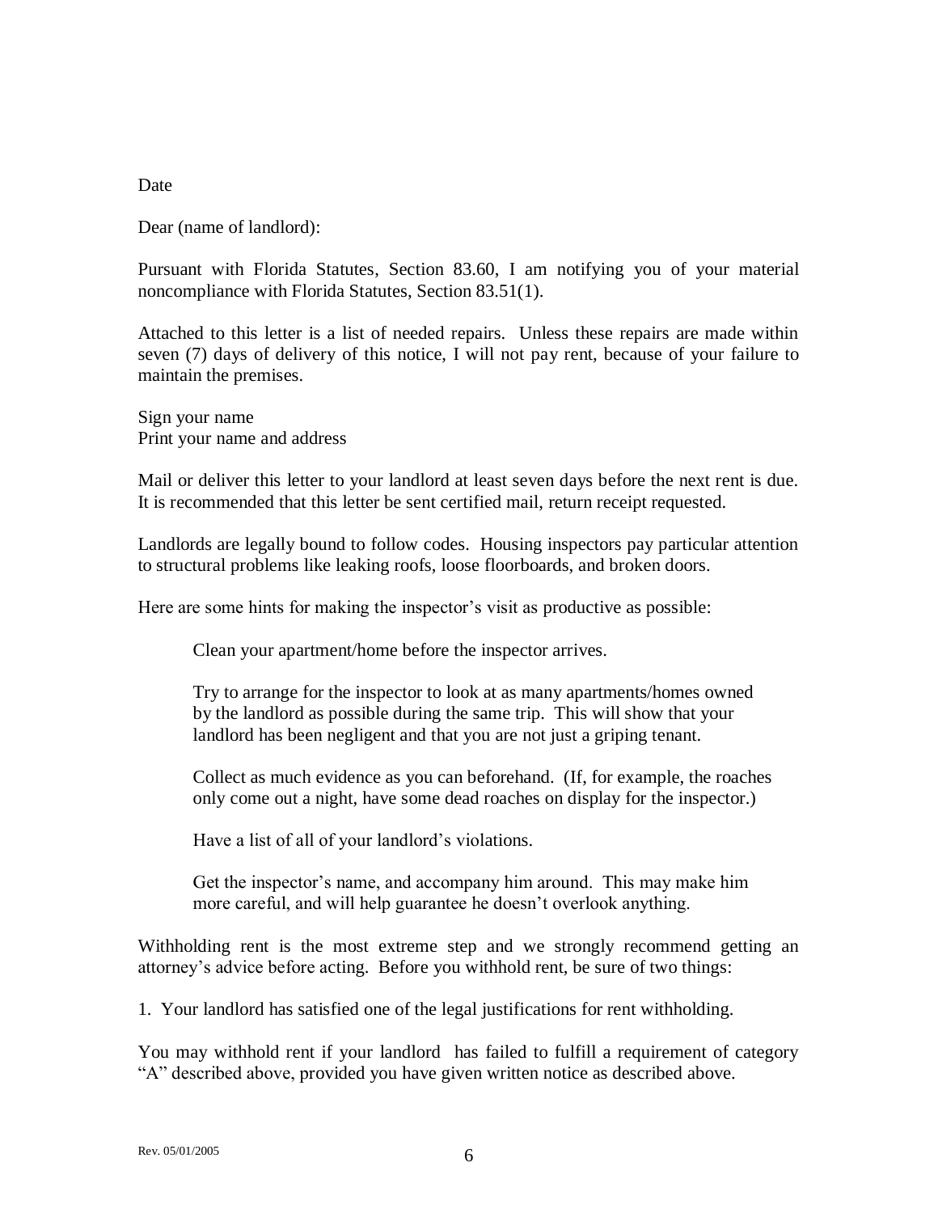Date

Dear (name of landlord):

Pursuant with Florida Statutes, Section 83.60, I am notifying you of your material noncompliance with Florida Statutes, Section 83.51(1).

Attached to this letter is a list of needed repairs. Unless these repairs are made within seven (7) days of delivery of this notice, I will not pay rent, because of your failure to maintain the premises.

Sign your name
Print your name and address

Mail or deliver this letter to your landlord at least seven days before the next rent is due. It is recommended that this letter be sent certified mail, return receipt requested.

Landlords are legally bound to follow codes. Housing inspectors pay particular attention to structural problems like leaking roofs, loose floorboards, and broken doors.

Here are some hints for making the inspector's visit as productive as possible:

> Clean your apartment/home before the inspector arrives.
>
> Try to arrange for the inspector to look at as many apartments/homes owned by the landlord as possible during the same trip. This will show that your landlord has been negligent and that you are not just a griping tenant.
>
> Collect as much evidence as you can beforehand. (If, for example, the roaches only come out a night, have some dead roaches on display for the inspector.)
>
> Have a list of all of your landlord's violations.
>
> Get the inspector's name, and accompany him around. This may make him more careful, and will help guarantee he doesn't overlook anything.

Withholding rent is the most extreme step and we strongly recommend getting an attorney's advice before acting. Before you withhold rent, be sure of two things:

1. Your landlord has satisfied one of the legal justifications for rent withholding.

You may withhold rent if your landlord has failed to fulfill a requirement of category "A" described above, provided you have given written notice as described above.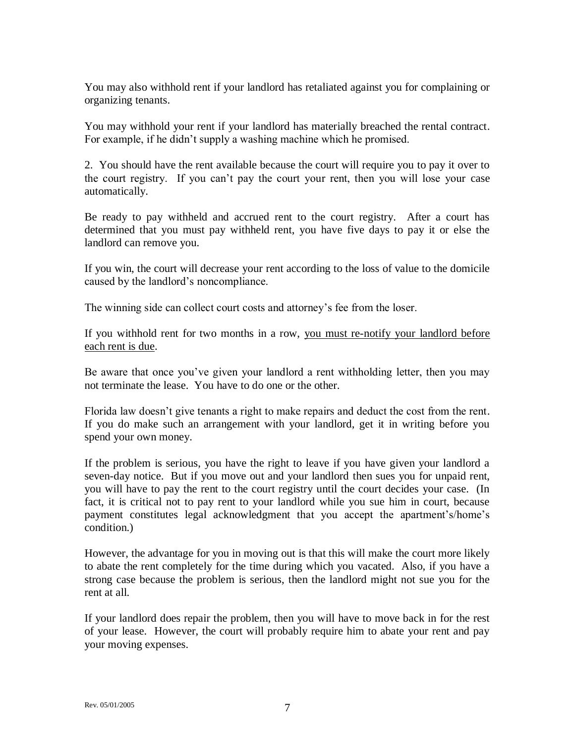You may also withhold rent if your landlord has retaliated against you for complaining or organizing tenants.

You may withhold your rent if your landlord has materially breached the rental contract. For example, if he didn't supply a washing machine which he promised.

2. You should have the rent available because the court will require you to pay it over to the court registry. If you can't pay the court your rent, then you will lose your case automatically.

Be ready to pay withheld and accrued rent to the court registry. After a court has determined that you must pay withheld rent, you have five days to pay it or else the landlord can remove you.

If you win, the court will decrease your rent according to the loss of value to the domicile caused by the landlord's noncompliance.

The winning side can collect court costs and attorney's fee from the loser.

If you withhold rent for two months in a row, <u>you must re-notify your landlord before each rent is due</u>.

Be aware that once you've given your landlord a rent withholding letter, then you may not terminate the lease. You have to do one or the other.

Florida law doesn't give tenants a right to make repairs and deduct the cost from the rent. If you do make such an arrangement with your landlord, get it in writing before you spend your own money.

If the problem is serious, you have the right to leave if you have given your landlord a seven-day notice. But if you move out and your landlord then sues you for unpaid rent, you will have to pay the rent to the court registry until the court decides your case. (In fact, it is critical not to pay rent to your landlord while you sue him in court, because payment constitutes legal acknowledgment that you accept the apartment's/home's condition.)

However, the advantage for you in moving out is that this will make the court more likely to abate the rent completely for the time during which you vacated. Also, if you have a strong case because the problem is serious, then the landlord might not sue you for the rent at all.

If your landlord does repair the problem, then you will have to move back in for the rest of your lease. However, the court will probably require him to abate your rent and pay your moving expenses.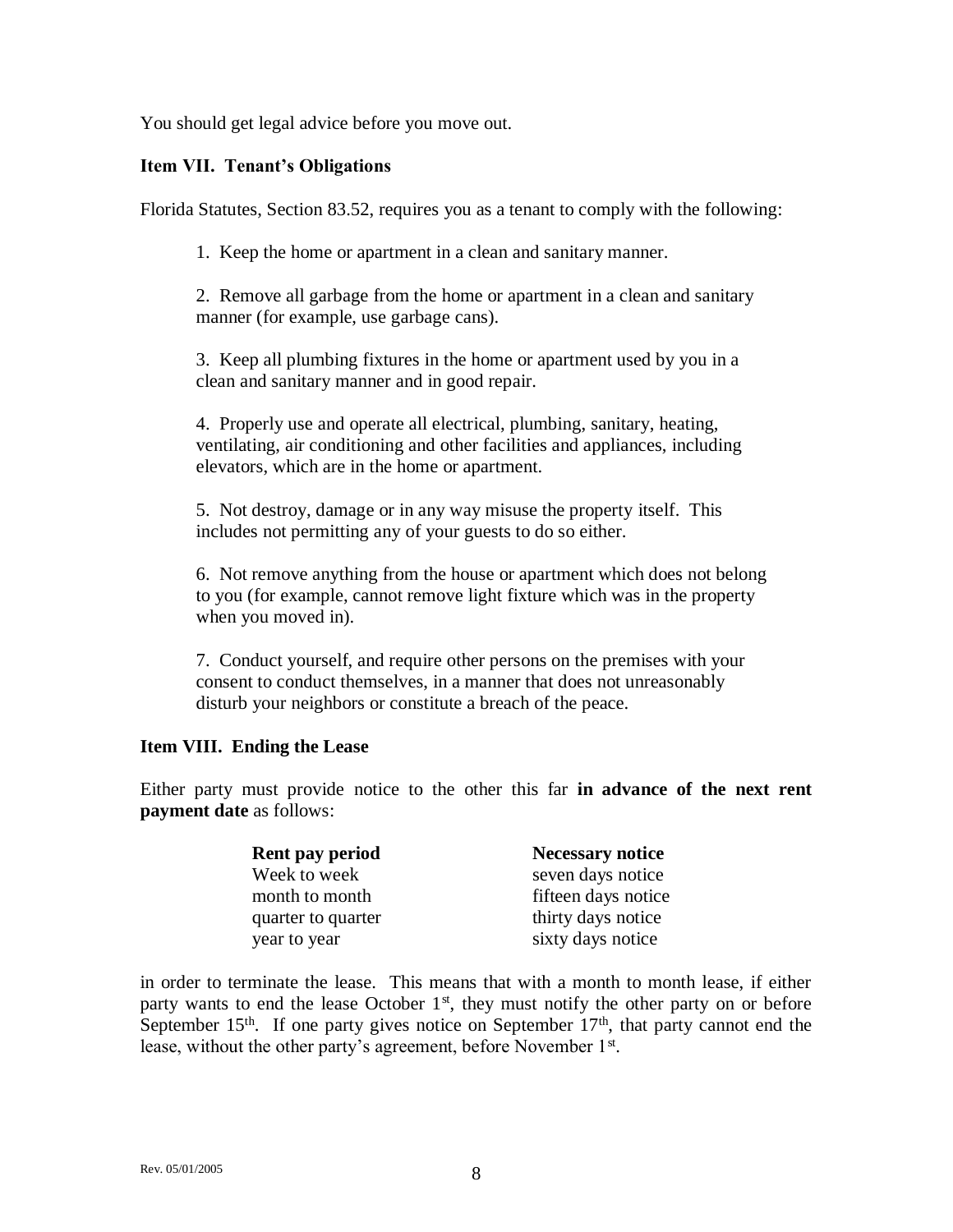You should get legal advice before you move out.

### Item VII. Tenant's Obligations

Florida Statutes, Section 83.52, requires you as a tenant to comply with the following:

1. Keep the home or apartment in a clean and sanitary manner.

2. Remove all garbage from the home or apartment in a clean and sanitary manner (for example, use garbage cans).

3. Keep all plumbing fixtures in the home or apartment used by you in a clean and sanitary manner and in good repair.

4. Properly use and operate all electrical, plumbing, sanitary, heating, ventilating, air conditioning and other facilities and appliances, including elevators, which are in the home or apartment.

5. Not destroy, damage or in any way misuse the property itself. This includes not permitting any of your guests to do so either.

6. Not remove anything from the house or apartment which does not belong to you (for example, cannot remove light fixture which was in the property when you moved in).

7. Conduct yourself, and require other persons on the premises with your consent to conduct themselves, in a manner that does not unreasonably disturb your neighbors or constitute a breach of the peace.

### Item VIII. Ending the Lease

Either party must provide notice to the other this far **in advance of the next rent payment date** as follows:

| Rent pay period | Necessary notice |
|---|---|
| Week to week | seven days notice |
| month to month | fifteen days notice |
| quarter to quarter | thirty days notice |
| year to year | sixty days notice |

in order to terminate the lease. This means that with a month to month lease, if either party wants to end the lease October 1st, they must notify the other party on or before September 15th. If one party gives notice on September 17th, that party cannot end the lease, without the other party's agreement, before November 1st.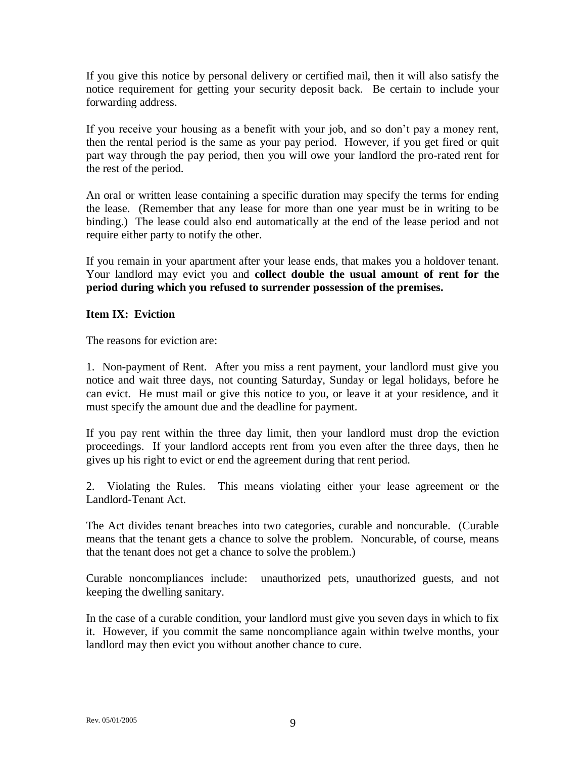If you give this notice by personal delivery or certified mail, then it will also satisfy the notice requirement for getting your security deposit back. Be certain to include your forwarding address.

If you receive your housing as a benefit with your job, and so don't pay a money rent, then the rental period is the same as your pay period. However, if you get fired or quit part way through the pay period, then you will owe your landlord the pro-rated rent for the rest of the period.

An oral or written lease containing a specific duration may specify the terms for ending the lease. (Remember that any lease for more than one year must be in writing to be binding.) The lease could also end automatically at the end of the lease period and not require either party to notify the other.

If you remain in your apartment after your lease ends, that makes you a holdover tenant. Your landlord may evict you and **collect double the usual amount of rent for the period during which you refused to surrender possession of the premises.**

**Item IX: Eviction**

The reasons for eviction are:

1. Non-payment of Rent. After you miss a rent payment, your landlord must give you notice and wait three days, not counting Saturday, Sunday or legal holidays, before he can evict. He must mail or give this notice to you, or leave it at your residence, and it must specify the amount due and the deadline for payment.

If you pay rent within the three day limit, then your landlord must drop the eviction proceedings. If your landlord accepts rent from you even after the three days, then he gives up his right to evict or end the agreement during that rent period.

2. Violating the Rules. This means violating either your lease agreement or the Landlord-Tenant Act.

The Act divides tenant breaches into two categories, curable and noncurable. (Curable means that the tenant gets a chance to solve the problem. Noncurable, of course, means that the tenant does not get a chance to solve the problem.)

Curable noncompliances include: unauthorized pets, unauthorized guests, and not keeping the dwelling sanitary.

In the case of a curable condition, your landlord must give you seven days in which to fix it. However, if you commit the same noncompliance again within twelve months, your landlord may then evict you without another chance to cure.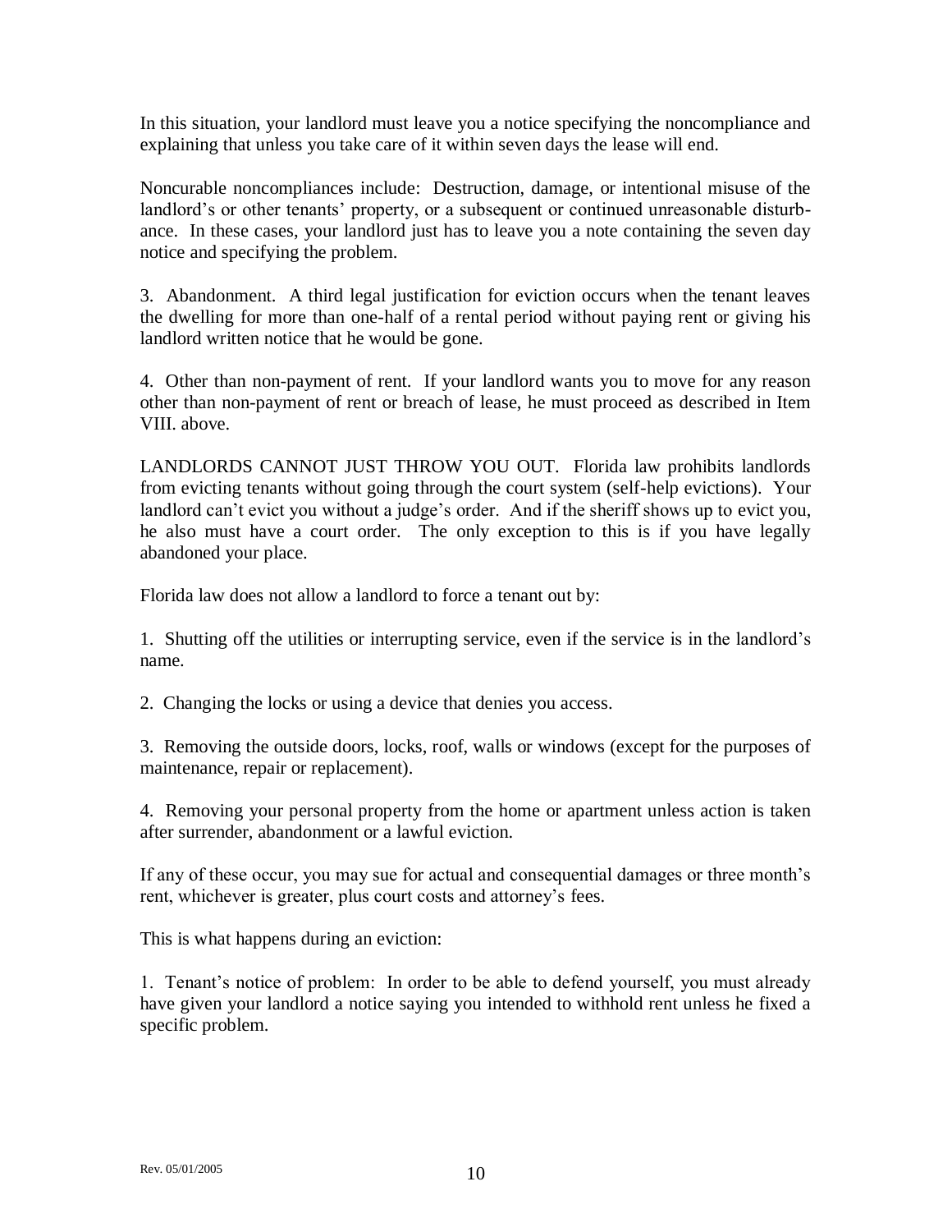In this situation, your landlord must leave you a notice specifying the noncompliance and explaining that unless you take care of it within seven days the lease will end.

Noncurable noncompliances include: Destruction, damage, or intentional misuse of the landlord's or other tenants' property, or a subsequent or continued unreasonable disturbance. In these cases, your landlord just has to leave you a note containing the seven day notice and specifying the problem.

3. Abandonment. A third legal justification for eviction occurs when the tenant leaves the dwelling for more than one-half of a rental period without paying rent or giving his landlord written notice that he would be gone.

4. Other than non-payment of rent. If your landlord wants you to move for any reason other than non-payment of rent or breach of lease, he must proceed as described in Item VIII. above.

LANDLORDS CANNOT JUST THROW YOU OUT. Florida law prohibits landlords from evicting tenants without going through the court system (self-help evictions). Your landlord can't evict you without a judge's order. And if the sheriff shows up to evict you, he also must have a court order. The only exception to this is if you have legally abandoned your place.

Florida law does not allow a landlord to force a tenant out by:

1. Shutting off the utilities or interrupting service, even if the service is in the landlord's name.

2. Changing the locks or using a device that denies you access.

3. Removing the outside doors, locks, roof, walls or windows (except for the purposes of maintenance, repair or replacement).

4. Removing your personal property from the home or apartment unless action is taken after surrender, abandonment or a lawful eviction.

If any of these occur, you may sue for actual and consequential damages or three month's rent, whichever is greater, plus court costs and attorney's fees.

This is what happens during an eviction:

1. Tenant's notice of problem: In order to be able to defend yourself, you must already have given your landlord a notice saying you intended to withhold rent unless he fixed a specific problem.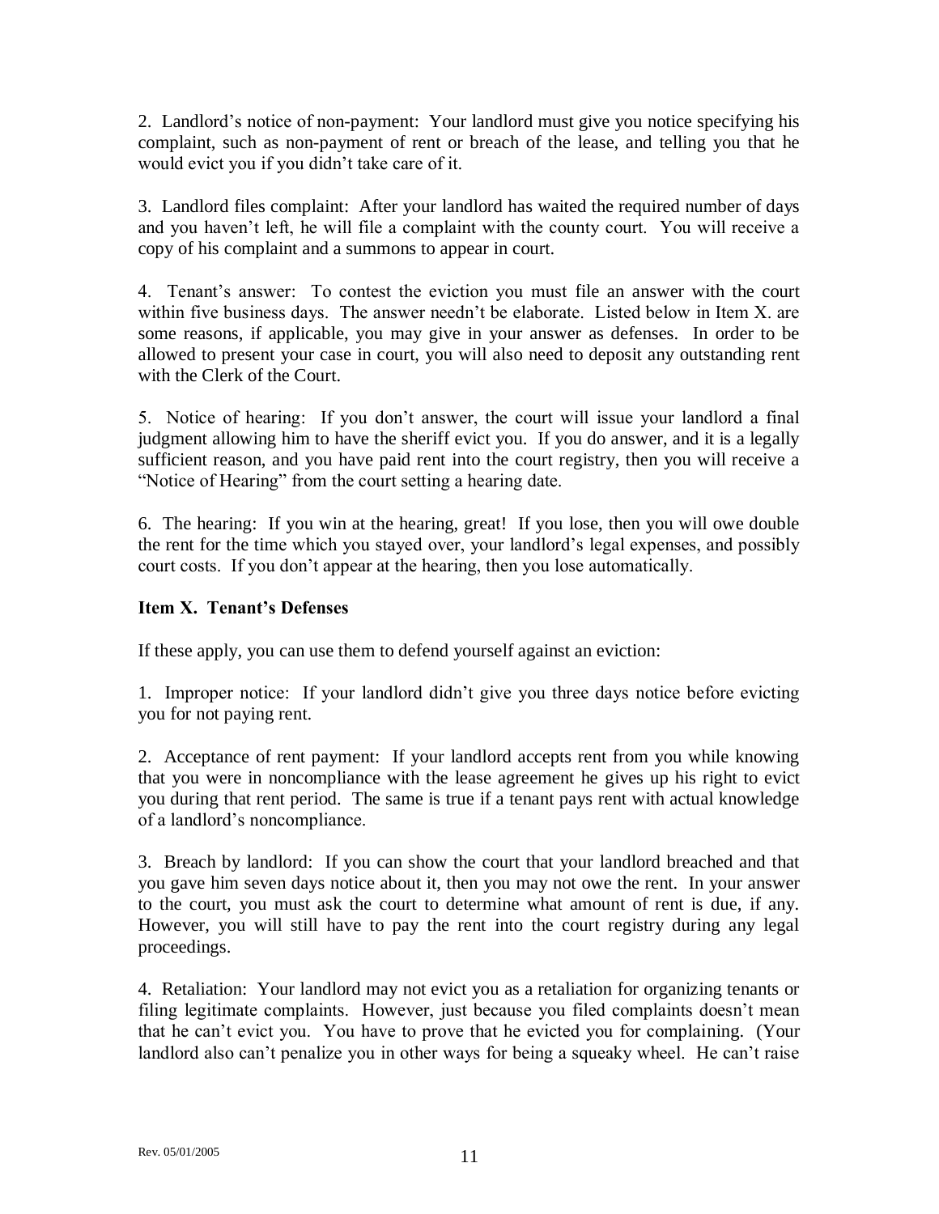2. Landlord's notice of non-payment: Your landlord must give you notice specifying his complaint, such as non-payment of rent or breach of the lease, and telling you that he would evict you if you didn't take care of it.

3. Landlord files complaint: After your landlord has waited the required number of days and you haven't left, he will file a complaint with the county court. You will receive a copy of his complaint and a summons to appear in court.

4. Tenant's answer: To contest the eviction you must file an answer with the court within five business days. The answer needn't be elaborate. Listed below in Item X. are some reasons, if applicable, you may give in your answer as defenses. In order to be allowed to present your case in court, you will also need to deposit any outstanding rent with the Clerk of the Court.

5. Notice of hearing: If you don't answer, the court will issue your landlord a final judgment allowing him to have the sheriff evict you. If you do answer, and it is a legally sufficient reason, and you have paid rent into the court registry, then you will receive a "Notice of Hearing" from the court setting a hearing date.

6. The hearing: If you win at the hearing, great! If you lose, then you will owe double the rent for the time which you stayed over, your landlord's legal expenses, and possibly court costs. If you don't appear at the hearing, then you lose automatically.

**Item X. Tenant's Defenses**

If these apply, you can use them to defend yourself against an eviction:

1. Improper notice: If your landlord didn't give you three days notice before evicting you for not paying rent.

2. Acceptance of rent payment: If your landlord accepts rent from you while knowing that you were in noncompliance with the lease agreement he gives up his right to evict you during that rent period. The same is true if a tenant pays rent with actual knowledge of a landlord's noncompliance.

3. Breach by landlord: If you can show the court that your landlord breached and that you gave him seven days notice about it, then you may not owe the rent. In your answer to the court, you must ask the court to determine what amount of rent is due, if any. However, you will still have to pay the rent into the court registry during any legal proceedings.

4. Retaliation: Your landlord may not evict you as a retaliation for organizing tenants or filing legitimate complaints. However, just because you filed complaints doesn't mean that he can't evict you. You have to prove that he evicted you for complaining. (Your landlord also can't penalize you in other ways for being a squeaky wheel. He can't raise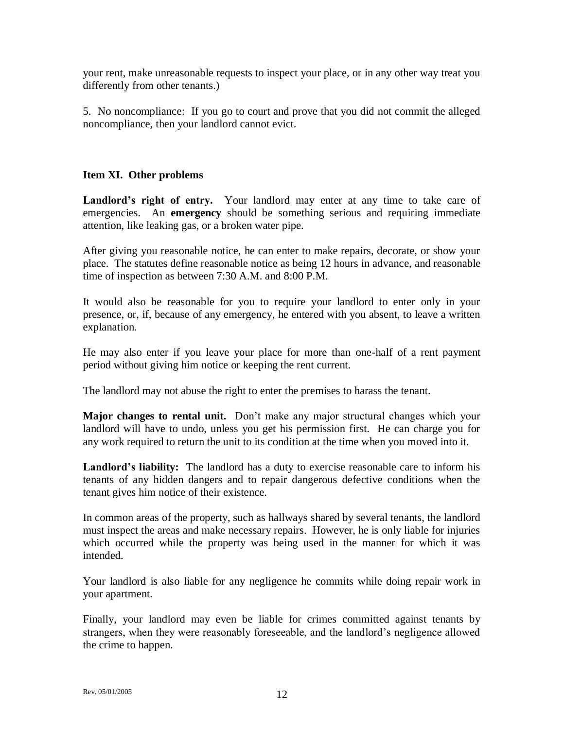your rent, make unreasonable requests to inspect your place, or in any other way treat you differently from other tenants.)

5. No noncompliance: If you go to court and prove that you did not commit the alleged noncompliance, then your landlord cannot evict.

### Item XI. Other problems

**Landlord's right of entry.** Your landlord may enter at any time to take care of emergencies. An **emergency** should be something serious and requiring immediate attention, like leaking gas, or a broken water pipe.

After giving you reasonable notice, he can enter to make repairs, decorate, or show your place. The statutes define reasonable notice as being 12 hours in advance, and reasonable time of inspection as between 7:30 A.M. and 8:00 P.M.

It would also be reasonable for you to require your landlord to enter only in your presence, or, if, because of any emergency, he entered with you absent, to leave a written explanation.

He may also enter if you leave your place for more than one-half of a rent payment period without giving him notice or keeping the rent current.

The landlord may not abuse the right to enter the premises to harass the tenant.

**Major changes to rental unit.** Don't make any major structural changes which your landlord will have to undo, unless you get his permission first. He can charge you for any work required to return the unit to its condition at the time when you moved into it.

**Landlord's liability:** The landlord has a duty to exercise reasonable care to inform his tenants of any hidden dangers and to repair dangerous defective conditions when the tenant gives him notice of their existence.

In common areas of the property, such as hallways shared by several tenants, the landlord must inspect the areas and make necessary repairs. However, he is only liable for injuries which occurred while the property was being used in the manner for which it was intended.

Your landlord is also liable for any negligence he commits while doing repair work in your apartment.

Finally, your landlord may even be liable for crimes committed against tenants by strangers, when they were reasonably foreseeable, and the landlord's negligence allowed the crime to happen.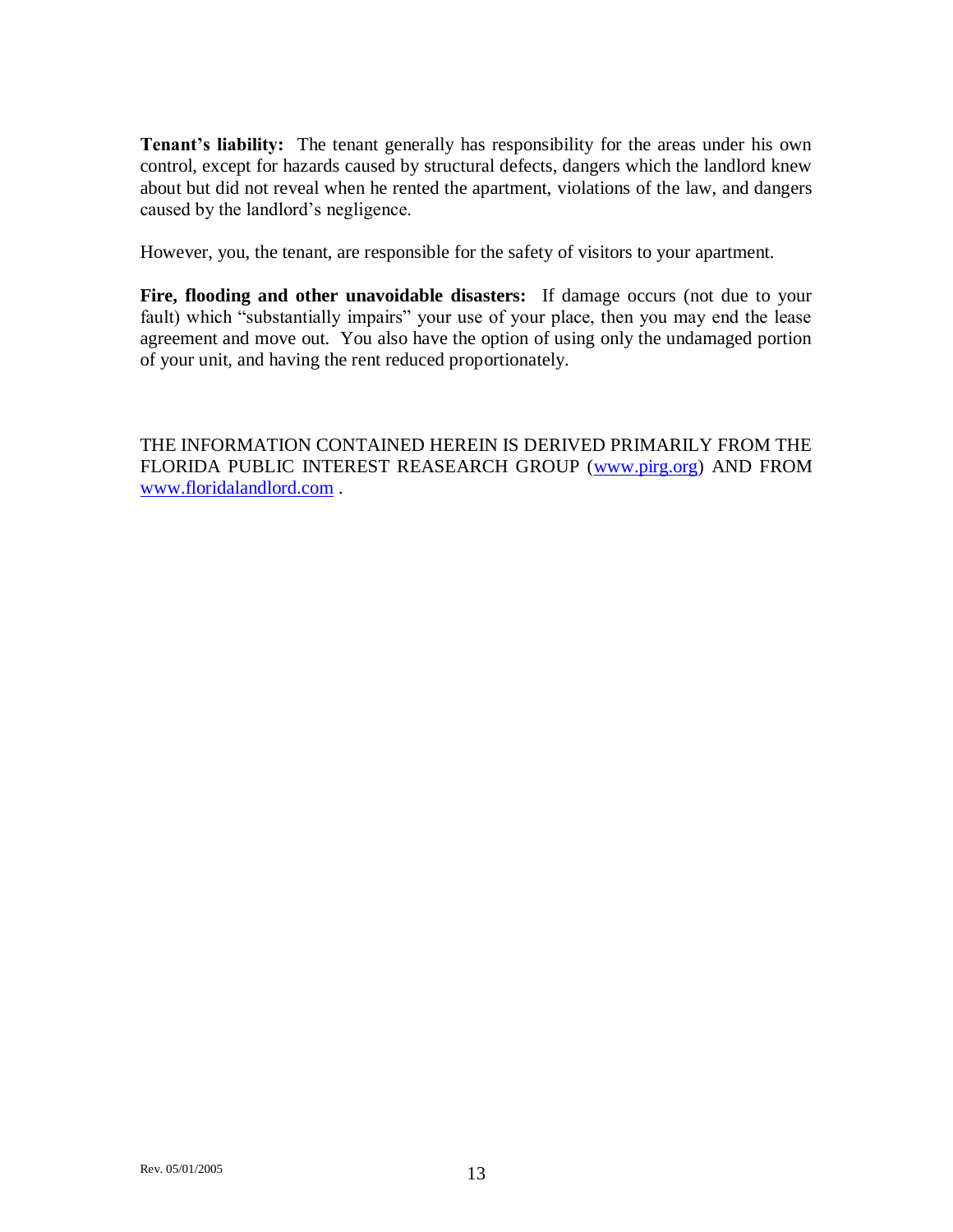**Tenant's liability:** The tenant generally has responsibility for the areas under his own control, except for hazards caused by structural defects, dangers which the landlord knew about but did not reveal when he rented the apartment, violations of the law, and dangers caused by the landlord's negligence.

However, you, the tenant, are responsible for the safety of visitors to your apartment.

**Fire, flooding and other unavoidable disasters:** If damage occurs (not due to your fault) which "substantially impairs" your use of your place, then you may end the lease agreement and move out. You also have the option of using only the undamaged portion of your unit, and having the rent reduced proportionately.

THE INFORMATION CONTAINED HEREIN IS DERIVED PRIMARILY FROM THE FLORIDA PUBLIC INTEREST REASEARCH GROUP ([www.pirg.org](http://www.pirg.org)) AND FROM [www.floridalandlord.com](http://www.floridalandlord.com) .

Rev. 05/01/2005